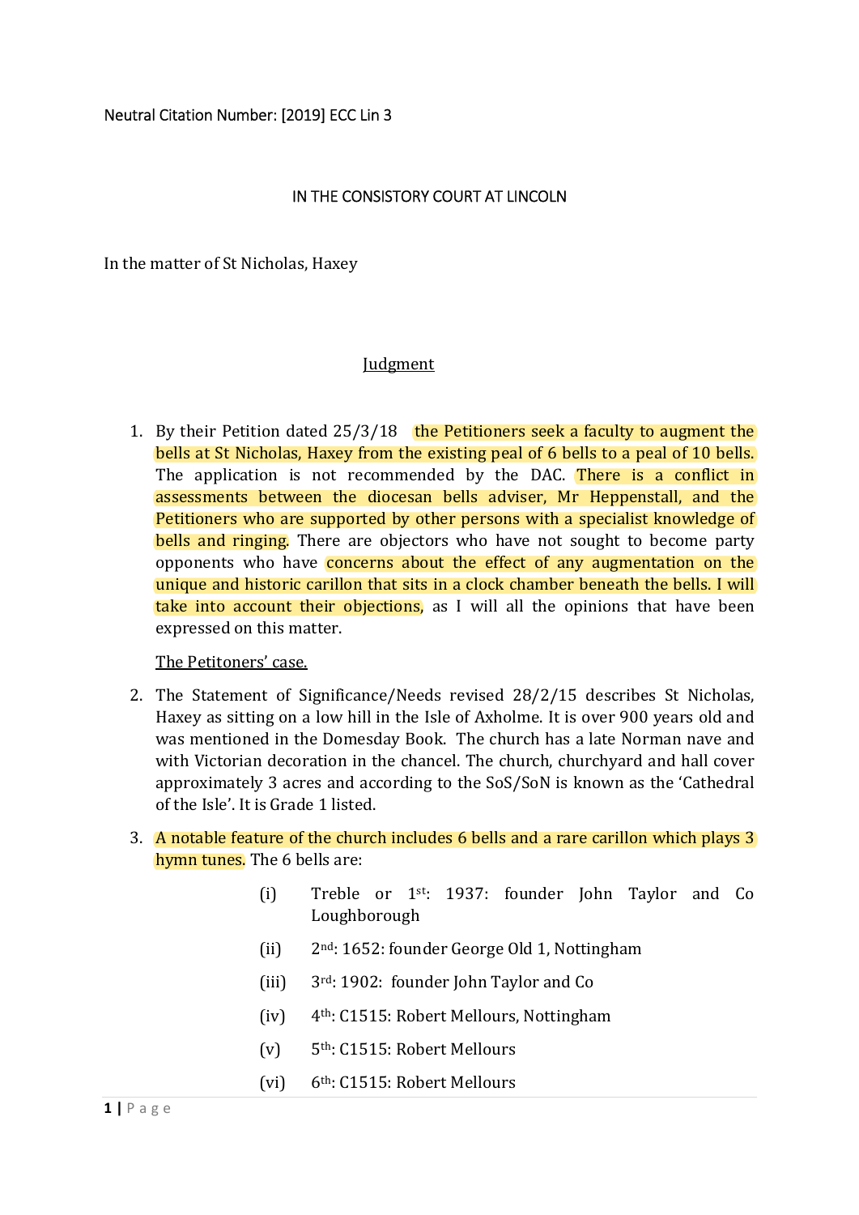Neutral Citation Number: [2019] ECC Lin 3

IN THE CONSISTORY COURT AT LINCOLN

In the matter of St Nicholas, Haxey

Judgment

1. By their Petition dated 25/3/18 the Petitioners seek a faculty to augment the bells at St Nicholas, Haxey from the existing peal of 6 bells to a peal of 10 bells. The application is not recommended by the DAC. There is a conflict in assessments between the diocesan bells adviser, Mr Heppenstall, and the Petitioners who are supported by other persons with a specialist knowledge of bells and ringing. There are objectors who have not sought to become party opponents who have concerns about the effect of any augmentation on the unique and historic carillon that sits in a clock chamber beneath the bells. I will take into account their objections, as I will all the opinions that have been expressed on this matter.

   The Petitoners' case.

2. The Statement of Significance/Needs revised 28/2/15 describes St Nicholas, Haxey as sitting on a low hill in the Isle of Axholme. It is over 900 years old and was mentioned in the Domesday Book. The church has a late Norman nave and with Victorian decoration in the chancel. The church, churchyard and hall cover approximately 3 acres and according to the SoS/SoN is known as the 'Cathedral of the Isle'. It is Grade 1 listed.

3. A notable feature of the church includes 6 bells and a rare carillon which plays 3 hymn tunes. The 6 bells are:

   (i) Treble or 1st: 1937: founder John Taylor and Co Loughborough

   (ii) 2nd: 1652: founder George Old 1, Nottingham

   (iii) 3rd: 1902: founder John Taylor and Co

   (iv) 4th: C1515: Robert Mellours, Nottingham

   (v) 5th: C1515: Robert Mellours

   (vi) 6th: C1515: Robert Mellours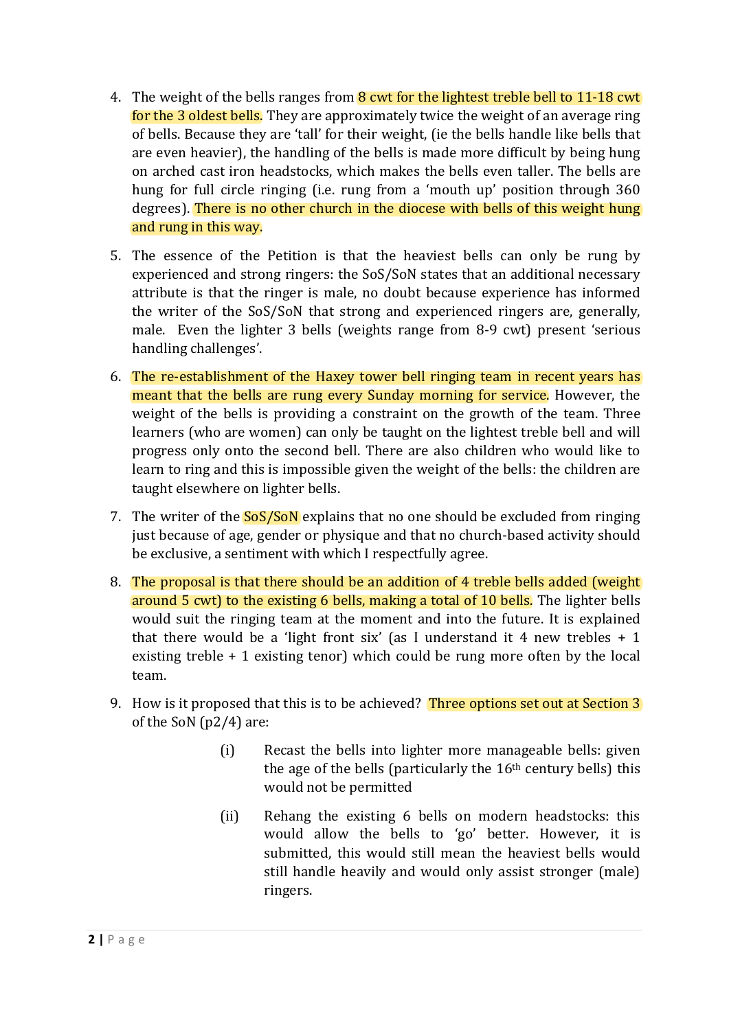4. The weight of the bells ranges from 8 cwt for the lightest treble bell to 11-18 cwt for the 3 oldest bells. They are approximately twice the weight of an average ring of bells. Because they are 'tall' for their weight, (ie the bells handle like bells that are even heavier), the handling of the bells is made more difficult by being hung on arched cast iron headstocks, which makes the bells even taller. The bells are hung for full circle ringing (i.e. rung from a 'mouth up' position through 360 degrees). There is no other church in the diocese with bells of this weight hung and rung in this way.

5. The essence of the Petition is that the heaviest bells can only be rung by experienced and strong ringers: the SoS/SoN states that an additional necessary attribute is that the ringer is male, no doubt because experience has informed the writer of the SoS/SoN that strong and experienced ringers are, generally, male. Even the lighter 3 bells (weights range from 8-9 cwt) present 'serious handling challenges'.

6. The re-establishment of the Haxey tower bell ringing team in recent years has meant that the bells are rung every Sunday morning for service. However, the weight of the bells is providing a constraint on the growth of the team. Three learners (who are women) can only be taught on the lightest treble bell and will progress only onto the second bell. There are also children who would like to learn to ring and this is impossible given the weight of the bells: the children are taught elsewhere on lighter bells.

7. The writer of the SoS/SoN explains that no one should be excluded from ringing just because of age, gender or physique and that no church-based activity should be exclusive, a sentiment with which I respectfully agree.

8. The proposal is that there should be an addition of 4 treble bells added (weight around 5 cwt) to the existing 6 bells, making a total of 10 bells. The lighter bells would suit the ringing team at the moment and into the future. It is explained that there would be a 'light front six' (as I understand it 4 new trebles + 1 existing treble + 1 existing tenor) which could be rung more often by the local team.

9. How is it proposed that this is to be achieved? Three options set out at Section 3 of the SoN (p2/4) are:

   (i) Recast the bells into lighter more manageable bells: given the age of the bells (particularly the 16th century bells) this would not be permitted

   (ii) Rehang the existing 6 bells on modern headstocks: this would allow the bells to 'go' better. However, it is submitted, this would still mean the heaviest bells would still handle heavily and would only assist stronger (male) ringers.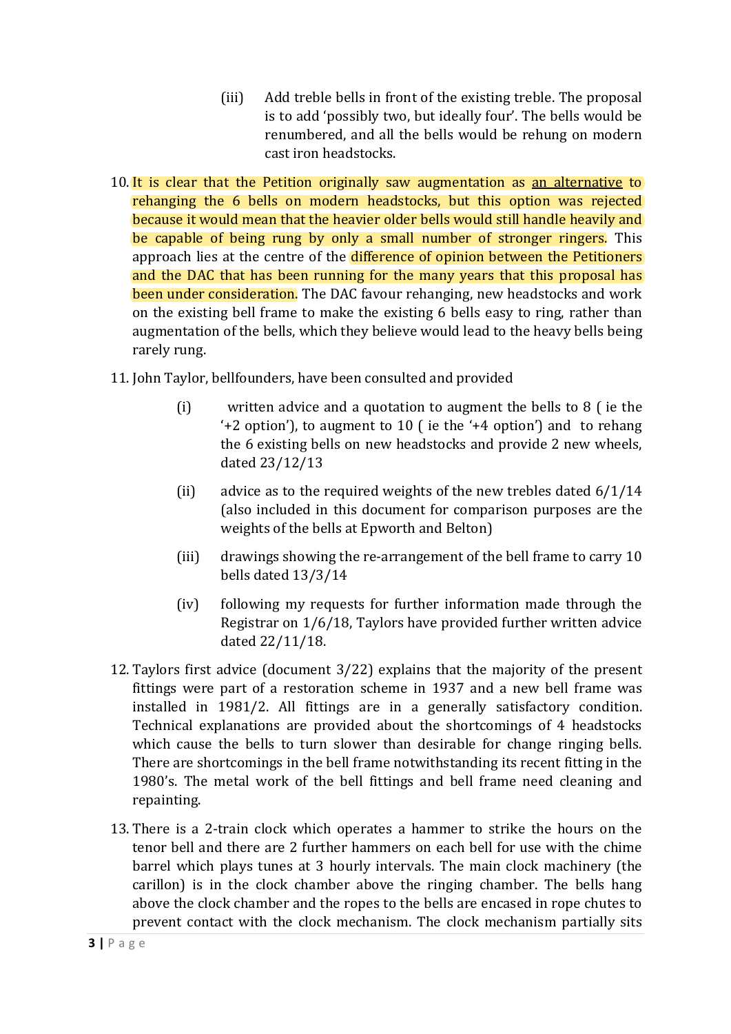(iii) Add treble bells in front of the existing treble. The proposal is to add 'possibly two, but ideally four'. The bells would be renumbered, and all the bells would be rehung on modern cast iron headstocks.

10. It is clear that the Petition originally saw augmentation as <u>an alternative</u> to rehanging the 6 bells on modern headstocks, but this option was rejected because it would mean that the heavier older bells would still handle heavily and be capable of being rung by only a small number of stronger ringers. This approach lies at the centre of the difference of opinion between the Petitioners and the DAC that has been running for the many years that this proposal has been under consideration. The DAC favour rehanging, new headstocks and work on the existing bell frame to make the existing 6 bells easy to ring, rather than augmentation of the bells, which they believe would lead to the heavy bells being rarely rung.

11. John Taylor, bellfounders, have been consulted and provided

    (i) written advice and a quotation to augment the bells to 8 ( ie the '+2 option'), to augment to 10 ( ie the '+4 option') and to rehang the 6 existing bells on new headstocks and provide 2 new wheels, dated 23/12/13

    (ii) advice as to the required weights of the new trebles dated 6/1/14 (also included in this document for comparison purposes are the weights of the bells at Epworth and Belton)

    (iii) drawings showing the re-arrangement of the bell frame to carry 10 bells dated 13/3/14

    (iv) following my requests for further information made through the Registrar on 1/6/18, Taylors have provided further written advice dated 22/11/18.

12. Taylors first advice (document 3/22) explains that the majority of the present fittings were part of a restoration scheme in 1937 and a new bell frame was installed in 1981/2. All fittings are in a generally satisfactory condition. Technical explanations are provided about the shortcomings of 4 headstocks which cause the bells to turn slower than desirable for change ringing bells. There are shortcomings in the bell frame notwithstanding its recent fitting in the 1980's. The metal work of the bell fittings and bell frame need cleaning and repainting.

13. There is a 2-train clock which operates a hammer to strike the hours on the tenor bell and there are 2 further hammers on each bell for use with the chime barrel which plays tunes at 3 hourly intervals. The main clock machinery (the carillon) is in the clock chamber above the ringing chamber. The bells hang above the clock chamber and the ropes to the bells are encased in rope chutes to prevent contact with the clock mechanism. The clock mechanism partially sits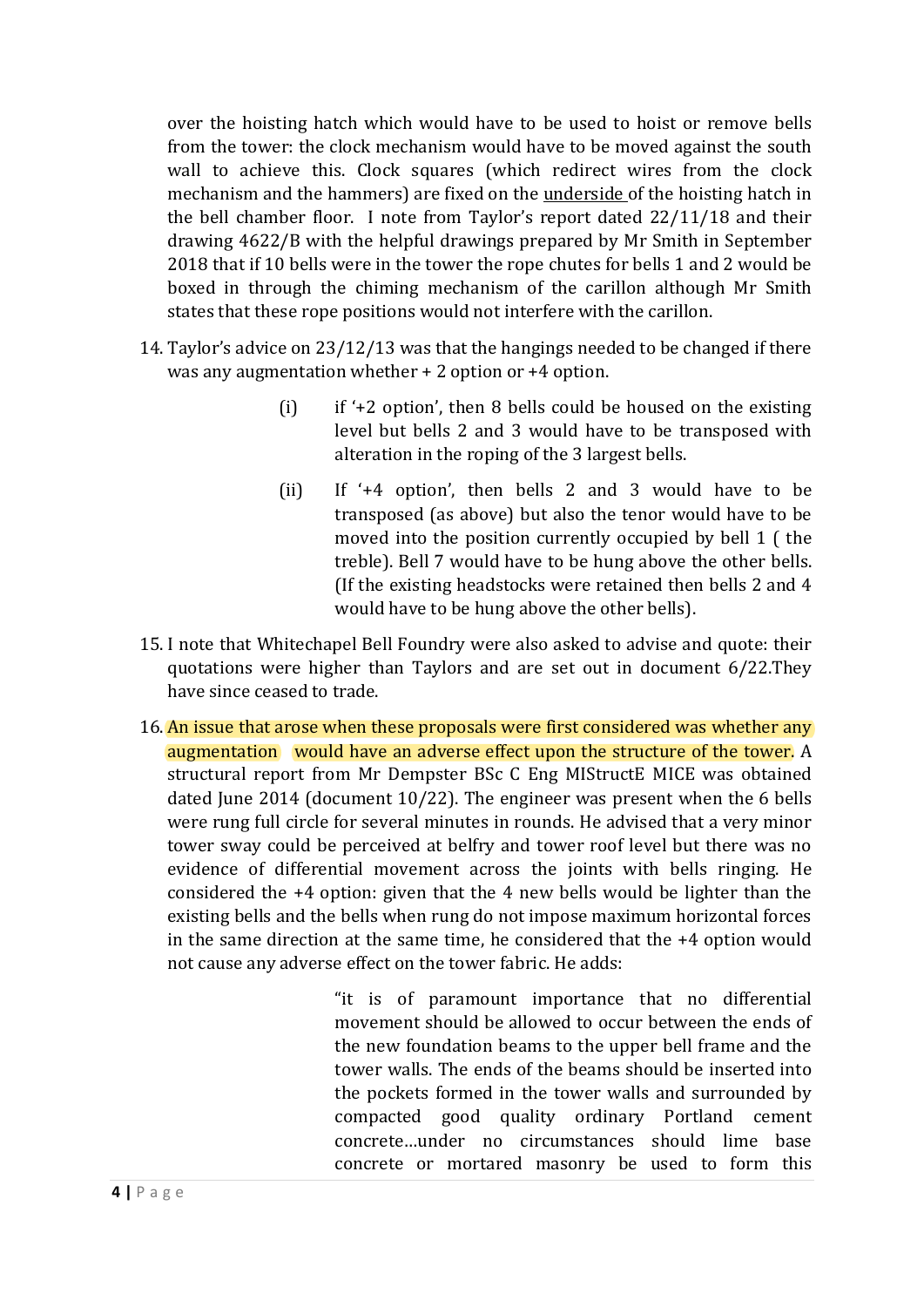over the hoisting hatch which would have to be used to hoist or remove bells from the tower: the clock mechanism would have to be moved against the south wall to achieve this. Clock squares (which redirect wires from the clock mechanism and the hammers) are fixed on the underside of the hoisting hatch in the bell chamber floor. I note from Taylor's report dated 22/11/18 and their drawing 4622/B with the helpful drawings prepared by Mr Smith in September 2018 that if 10 bells were in the tower the rope chutes for bells 1 and 2 would be boxed in through the chiming mechanism of the carillon although Mr Smith states that these rope positions would not interfere with the carillon.

14. Taylor's advice on 23/12/13 was that the hangings needed to be changed if there was any augmentation whether + 2 option or +4 option.

    (i) if '+2 option', then 8 bells could be housed on the existing level but bells 2 and 3 would have to be transposed with alteration in the roping of the 3 largest bells.

    (ii) If '+4 option', then bells 2 and 3 would have to be transposed (as above) but also the tenor would have to be moved into the position currently occupied by bell 1 ( the treble). Bell 7 would have to be hung above the other bells. (If the existing headstocks were retained then bells 2 and 4 would have to be hung above the other bells).

15. I note that Whitechapel Bell Foundry were also asked to advise and quote: their quotations were higher than Taylors and are set out in document 6/22.They have since ceased to trade.

16. An issue that arose when these proposals were first considered was whether any augmentation would have an adverse effect upon the structure of the tower. A structural report from Mr Dempster BSc C Eng MIStructE MICE was obtained dated June 2014 (document 10/22). The engineer was present when the 6 bells were rung full circle for several minutes in rounds. He advised that a very minor tower sway could be perceived at belfry and tower roof level but there was no evidence of differential movement across the joints with bells ringing. He considered the +4 option: given that the 4 new bells would be lighter than the existing bells and the bells when rung do not impose maximum horizontal forces in the same direction at the same time, he considered that the +4 option would not cause any adverse effect on the tower fabric. He adds:

    > "it is of paramount importance that no differential movement should be allowed to occur between the ends of the new foundation beams to the upper bell frame and the tower walls. The ends of the beams should be inserted into the pockets formed in the tower walls and surrounded by compacted good quality ordinary Portland cement concrete…under no circumstances should lime base concrete or mortared masonry be used to form this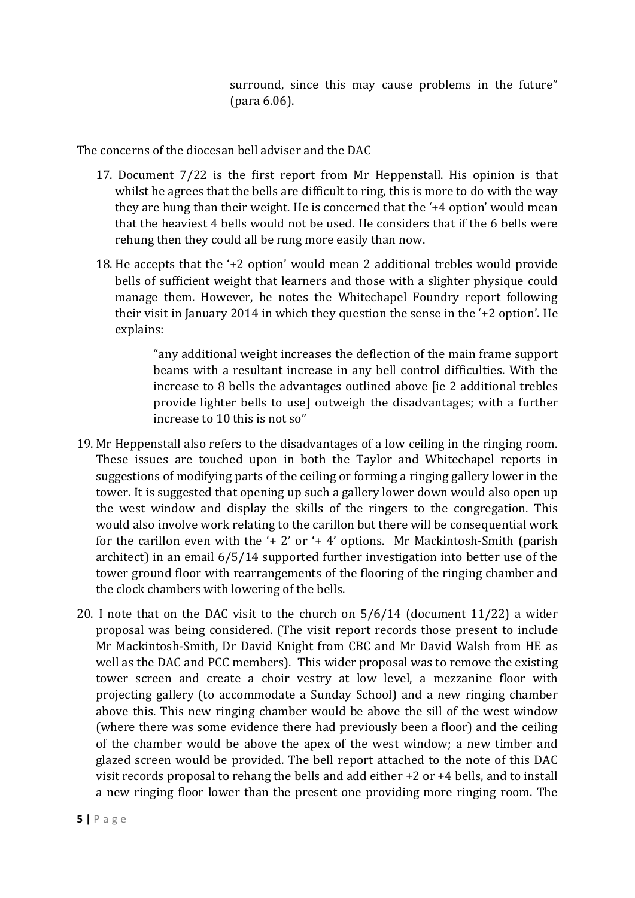surround, since this may cause problems in the future" (para 6.06).

The concerns of the diocesan bell adviser and the DAC

17. Document 7/22 is the first report from Mr Heppenstall. His opinion is that whilst he agrees that the bells are difficult to ring, this is more to do with the way they are hung than their weight. He is concerned that the '+4 option' would mean that the heaviest 4 bells would not be used. He considers that if the 6 bells were rehung then they could all be rung more easily than now.

18. He accepts that the '+2 option' would mean 2 additional trebles would provide bells of sufficient weight that learners and those with a slighter physique could manage them. However, he notes the Whitechapel Foundry report following their visit in January 2014 in which they question the sense in the '+2 option'. He explains:

    > "any additional weight increases the deflection of the main frame support beams with a resultant increase in any bell control difficulties. With the increase to 8 bells the advantages outlined above [ie 2 additional trebles provide lighter bells to use] outweigh the disadvantages; with a further increase to 10 this is not so"

19. Mr Heppenstall also refers to the disadvantages of a low ceiling in the ringing room. These issues are touched upon in both the Taylor and Whitechapel reports in suggestions of modifying parts of the ceiling or forming a ringing gallery lower in the tower. It is suggested that opening up such a gallery lower down would also open up the west window and display the skills of the ringers to the congregation. This would also involve work relating to the carillon but there will be consequential work for the carillon even with the '+ 2' or '+ 4' options. Mr Mackintosh-Smith (parish architect) in an email 6/5/14 supported further investigation into better use of the tower ground floor with rearrangements of the flooring of the ringing chamber and the clock chambers with lowering of the bells.

20. I note that on the DAC visit to the church on 5/6/14 (document 11/22) a wider proposal was being considered. (The visit report records those present to include Mr Mackintosh-Smith, Dr David Knight from CBC and Mr David Walsh from HE as well as the DAC and PCC members). This wider proposal was to remove the existing tower screen and create a choir vestry at low level, a mezzanine floor with projecting gallery (to accommodate a Sunday School) and a new ringing chamber above this. This new ringing chamber would be above the sill of the west window (where there was some evidence there had previously been a floor) and the ceiling of the chamber would be above the apex of the west window; a new timber and glazed screen would be provided. The bell report attached to the note of this DAC visit records proposal to rehang the bells and add either +2 or +4 bells, and to install a new ringing floor lower than the present one providing more ringing room. The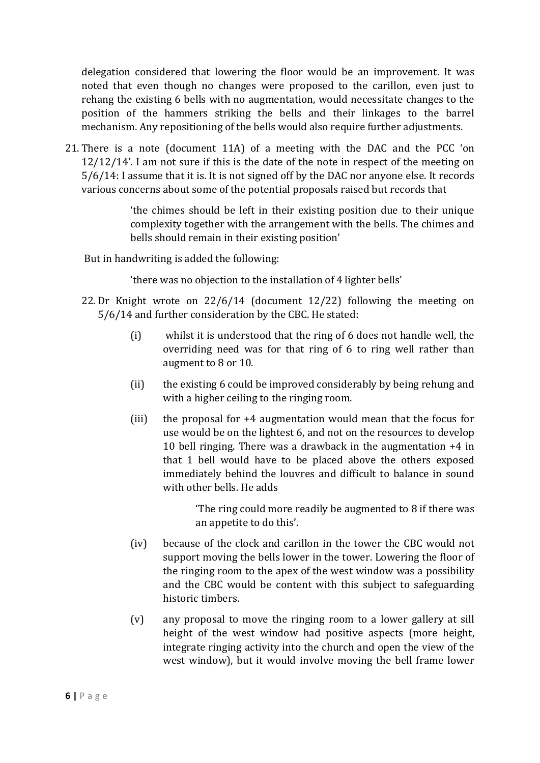delegation considered that lowering the floor would be an improvement. It was noted that even though no changes were proposed to the carillon, even just to rehang the existing 6 bells with no augmentation, would necessitate changes to the position of the hammers striking the bells and their linkages to the barrel mechanism. Any repositioning of the bells would also require further adjustments.

21. There is a note (document 11A) of a meeting with the DAC and the PCC 'on 12/12/14'. I am not sure if this is the date of the note in respect of the meeting on 5/6/14: I assume that it is. It is not signed off by the DAC nor anyone else. It records various concerns about some of the potential proposals raised but records that

> 'the chimes should be left in their existing position due to their unique complexity together with the arrangement with the bells. The chimes and bells should remain in their existing position'

But in handwriting is added the following:

> 'there was no objection to the installation of 4 lighter bells'

22. Dr Knight wrote on 22/6/14 (document 12/22) following the meeting on 5/6/14 and further consideration by the CBC. He stated:

    (i) whilst it is understood that the ring of 6 does not handle well, the overriding need was for that ring of 6 to ring well rather than augment to 8 or 10.

    (ii) the existing 6 could be improved considerably by being rehung and with a higher ceiling to the ringing room.

    (iii) the proposal for +4 augmentation would mean that the focus for use would be on the lightest 6, and not on the resources to develop 10 bell ringing. There was a drawback in the augmentation +4 in that 1 bell would have to be placed above the others exposed immediately behind the louvres and difficult to balance in sound with other bells. He adds

    > 'The ring could more readily be augmented to 8 if there was an appetite to do this'.

    (iv) because of the clock and carillon in the tower the CBC would not support moving the bells lower in the tower. Lowering the floor of the ringing room to the apex of the west window was a possibility and the CBC would be content with this subject to safeguarding historic timbers.

    (v) any proposal to move the ringing room to a lower gallery at sill height of the west window had positive aspects (more height, integrate ringing activity into the church and open the view of the west window), but it would involve moving the bell frame lower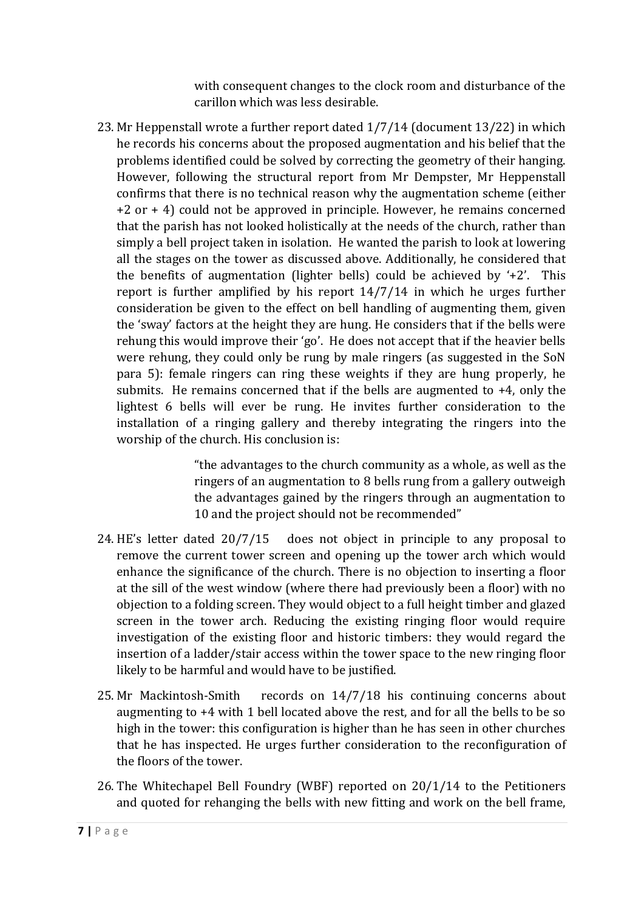with consequent changes to the clock room and disturbance of the carillon which was less desirable.

23. Mr Heppenstall wrote a further report dated 1/7/14 (document 13/22) in which he records his concerns about the proposed augmentation and his belief that the problems identified could be solved by correcting the geometry of their hanging. However, following the structural report from Mr Dempster, Mr Heppenstall confirms that there is no technical reason why the augmentation scheme (either +2 or + 4) could not be approved in principle. However, he remains concerned that the parish has not looked holistically at the needs of the church, rather than simply a bell project taken in isolation. He wanted the parish to look at lowering all the stages on the tower as discussed above. Additionally, he considered that the benefits of augmentation (lighter bells) could be achieved by '+2'. This report is further amplified by his report 14/7/14 in which he urges further consideration be given to the effect on bell handling of augmenting them, given the 'sway' factors at the height they are hung. He considers that if the bells were rehung this would improve their 'go'. He does not accept that if the heavier bells were rehung, they could only be rung by male ringers (as suggested in the SoN para 5): female ringers can ring these weights if they are hung properly, he submits. He remains concerned that if the bells are augmented to +4, only the lightest 6 bells will ever be rung. He invites further consideration to the installation of a ringing gallery and thereby integrating the ringers into the worship of the church. His conclusion is:

> "the advantages to the church community as a whole, as well as the ringers of an augmentation to 8 bells rung from a gallery outweigh the advantages gained by the ringers through an augmentation to 10 and the project should not be recommended"

24. HE's letter dated 20/7/15 does not object in principle to any proposal to remove the current tower screen and opening up the tower arch which would enhance the significance of the church. There is no objection to inserting a floor at the sill of the west window (where there had previously been a floor) with no objection to a folding screen. They would object to a full height timber and glazed screen in the tower arch. Reducing the existing ringing floor would require investigation of the existing floor and historic timbers: they would regard the insertion of a ladder/stair access within the tower space to the new ringing floor likely to be harmful and would have to be justified.

25. Mr Mackintosh-Smith records on 14/7/18 his continuing concerns about augmenting to +4 with 1 bell located above the rest, and for all the bells to be so high in the tower: this configuration is higher than he has seen in other churches that he has inspected. He urges further consideration to the reconfiguration of the floors of the tower.

26. The Whitechapel Bell Foundry (WBF) reported on 20/1/14 to the Petitioners and quoted for rehanging the bells with new fitting and work on the bell frame,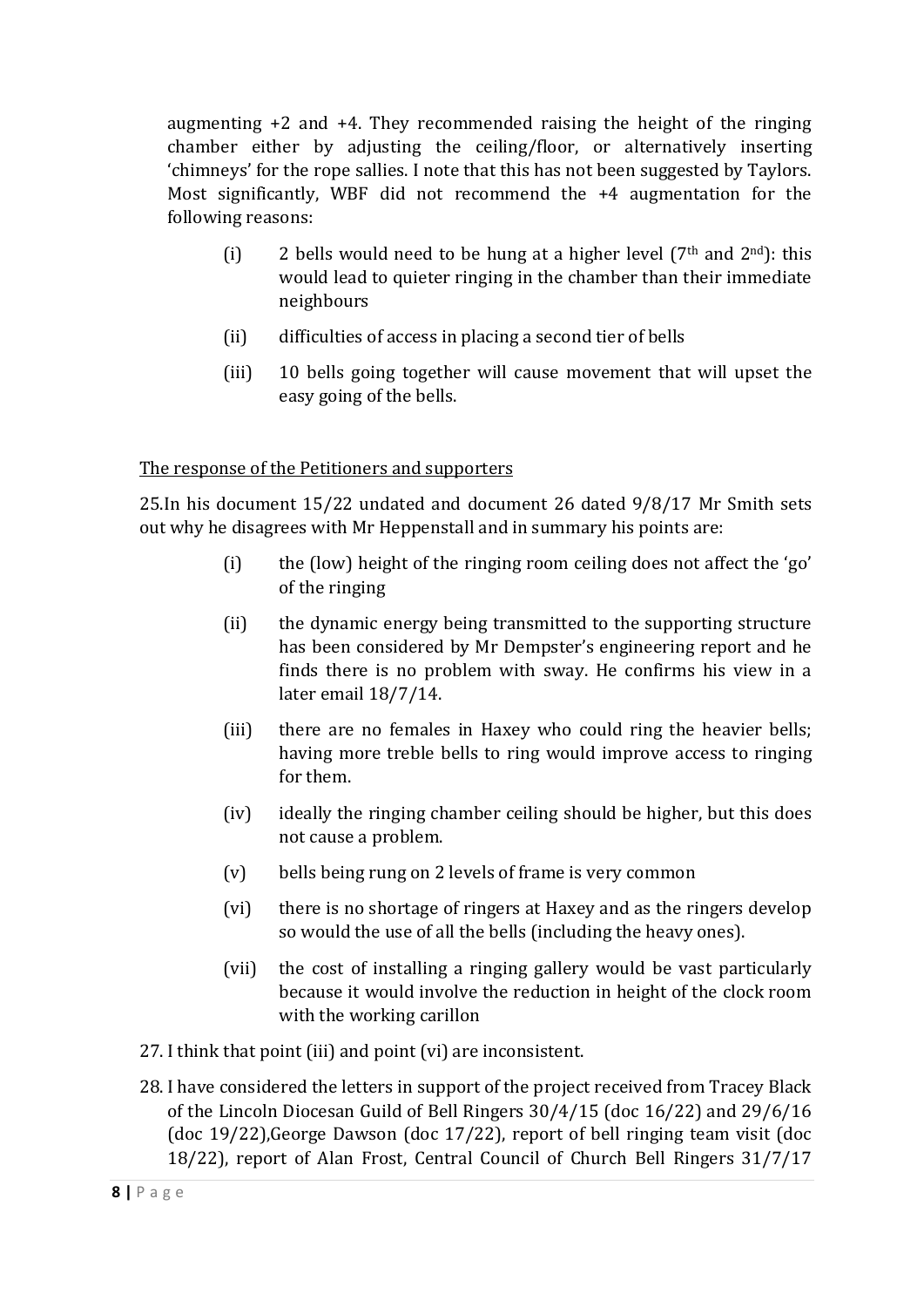augmenting +2 and +4. They recommended raising the height of the ringing chamber either by adjusting the ceiling/floor, or alternatively inserting 'chimneys' for the rope sallies. I note that this has not been suggested by Taylors. Most significantly, WBF did not recommend the +4 augmentation for the following reasons:

(i) 2 bells would need to be hung at a higher level (7th and 2nd): this would lead to quieter ringing in the chamber than their immediate neighbours

(ii) difficulties of access in placing a second tier of bells

(iii) 10 bells going together will cause movement that will upset the easy going of the bells.

<u>The response of the Petitioners and supporters</u>

25.In his document 15/22 undated and document 26 dated 9/8/17 Mr Smith sets out why he disagrees with Mr Heppenstall and in summary his points are:

(i) the (low) height of the ringing room ceiling does not affect the 'go' of the ringing

(ii) the dynamic energy being transmitted to the supporting structure has been considered by Mr Dempster's engineering report and he finds there is no problem with sway. He confirms his view in a later email 18/7/14.

(iii) there are no females in Haxey who could ring the heavier bells; having more treble bells to ring would improve access to ringing for them.

(iv) ideally the ringing chamber ceiling should be higher, but this does not cause a problem.

(v) bells being rung on 2 levels of frame is very common

(vi) there is no shortage of ringers at Haxey and as the ringers develop so would the use of all the bells (including the heavy ones).

(vii) the cost of installing a ringing gallery would be vast particularly because it would involve the reduction in height of the clock room with the working carillon

27. I think that point (iii) and point (vi) are inconsistent.

28. I have considered the letters in support of the project received from Tracey Black of the Lincoln Diocesan Guild of Bell Ringers 30/4/15 (doc 16/22) and 29/6/16 (doc 19/22),George Dawson (doc 17/22), report of bell ringing team visit (doc 18/22), report of Alan Frost, Central Council of Church Bell Ringers 31/7/17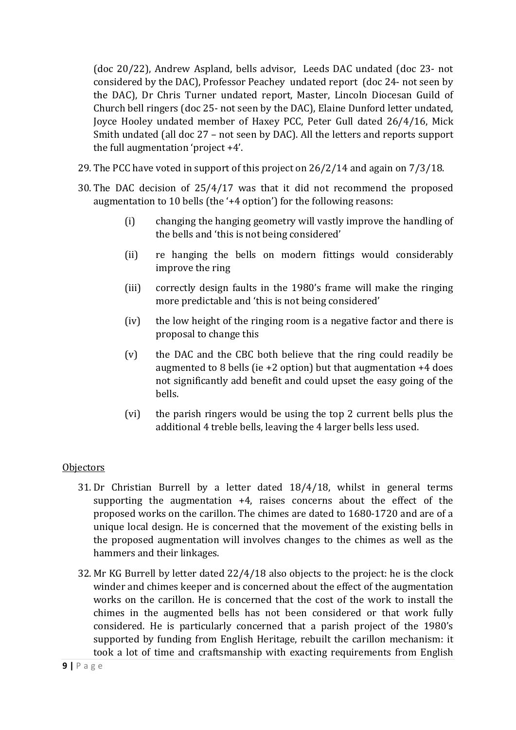(doc 20/22), Andrew Aspland, bells advisor, Leeds DAC undated (doc 23- not considered by the DAC), Professor Peachey undated report (doc 24- not seen by the DAC), Dr Chris Turner undated report, Master, Lincoln Diocesan Guild of Church bell ringers (doc 25- not seen by the DAC), Elaine Dunford letter undated, Joyce Hooley undated member of Haxey PCC, Peter Gull dated 26/4/16, Mick Smith undated (all doc 27 – not seen by DAC). All the letters and reports support the full augmentation 'project +4'.

29. The PCC have voted in support of this project on 26/2/14 and again on 7/3/18.

30. The DAC decision of 25/4/17 was that it did not recommend the proposed augmentation to 10 bells (the '+4 option') for the following reasons:

    (i) changing the hanging geometry will vastly improve the handling of the bells and 'this is not being considered'

    (ii) re hanging the bells on modern fittings would considerably improve the ring

    (iii) correctly design faults in the 1980's frame will make the ringing more predictable and 'this is not being considered'

    (iv) the low height of the ringing room is a negative factor and there is proposal to change this

    (v) the DAC and the CBC both believe that the ring could readily be augmented to 8 bells (ie +2 option) but that augmentation +4 does not significantly add benefit and could upset the easy going of the bells.

    (vi) the parish ringers would be using the top 2 current bells plus the additional 4 treble bells, leaving the 4 larger bells less used.

Objectors

31. Dr Christian Burrell by a letter dated 18/4/18, whilst in general terms supporting the augmentation +4, raises concerns about the effect of the proposed works on the carillon. The chimes are dated to 1680-1720 and are of a unique local design. He is concerned that the movement of the existing bells in the proposed augmentation will involves changes to the chimes as well as the hammers and their linkages.

32. Mr KG Burrell by letter dated 22/4/18 also objects to the project: he is the clock winder and chimes keeper and is concerned about the effect of the augmentation works on the carillon. He is concerned that the cost of the work to install the chimes in the augmented bells has not been considered or that work fully considered. He is particularly concerned that a parish project of the 1980's supported by funding from English Heritage, rebuilt the carillon mechanism: it took a lot of time and craftsmanship with exacting requirements from English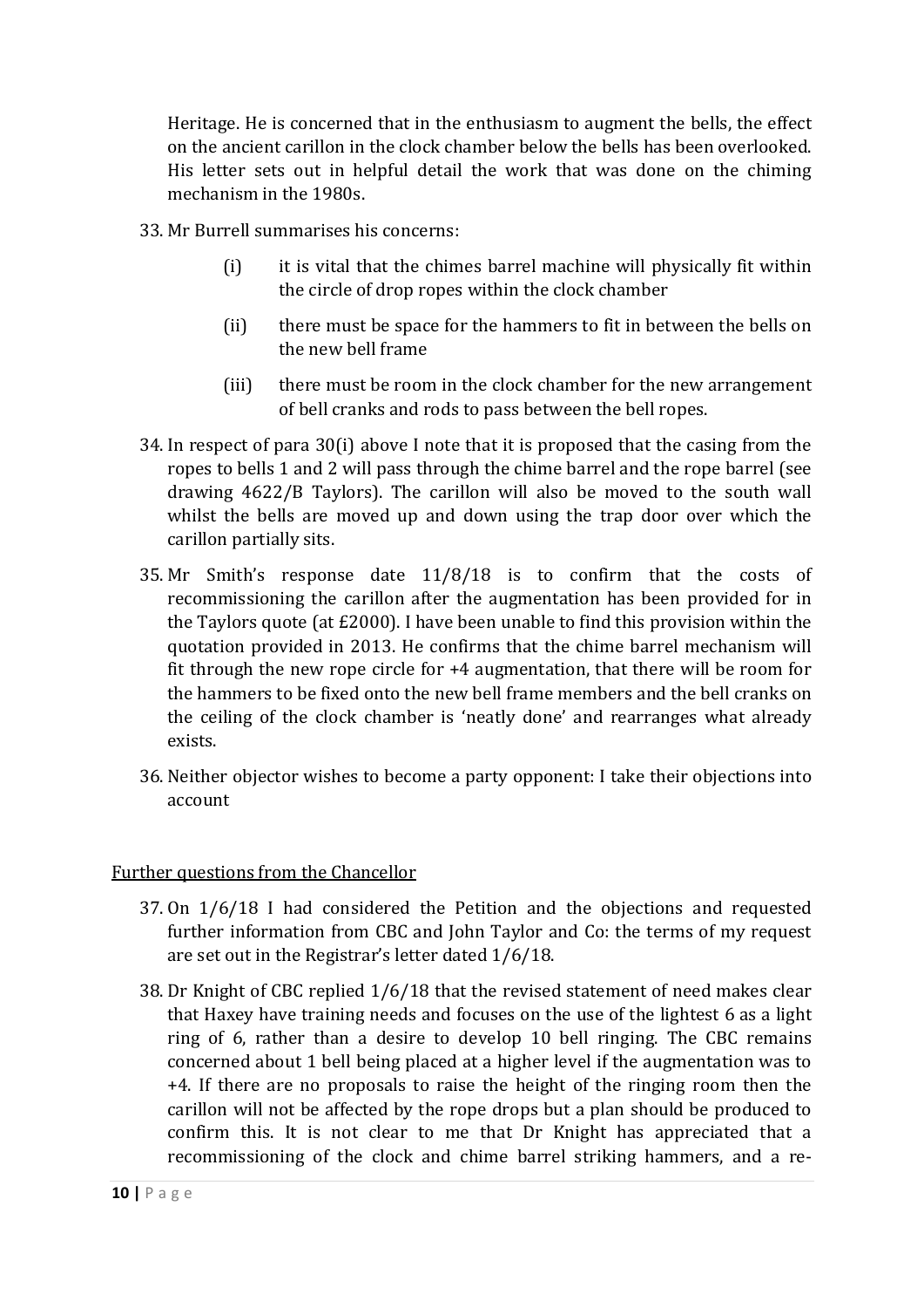Heritage. He is concerned that in the enthusiasm to augment the bells, the effect on the ancient carillon in the clock chamber below the bells has been overlooked. His letter sets out in helpful detail the work that was done on the chiming mechanism in the 1980s.

33. Mr Burrell summarises his concerns:

    (i) it is vital that the chimes barrel machine will physically fit within the circle of drop ropes within the clock chamber

    (ii) there must be space for the hammers to fit in between the bells on the new bell frame

    (iii) there must be room in the clock chamber for the new arrangement of bell cranks and rods to pass between the bell ropes.

34. In respect of para 30(i) above I note that it is proposed that the casing from the ropes to bells 1 and 2 will pass through the chime barrel and the rope barrel (see drawing 4622/B Taylors). The carillon will also be moved to the south wall whilst the bells are moved up and down using the trap door over which the carillon partially sits.

35. Mr Smith's response date 11/8/18 is to confirm that the costs of recommissioning the carillon after the augmentation has been provided for in the Taylors quote (at £2000). I have been unable to find this provision within the quotation provided in 2013. He confirms that the chime barrel mechanism will fit through the new rope circle for +4 augmentation, that there will be room for the hammers to be fixed onto the new bell frame members and the bell cranks on the ceiling of the clock chamber is 'neatly done' and rearranges what already exists.

36. Neither objector wishes to become a party opponent: I take their objections into account

<u>Further questions from the Chancellor</u>

37. On 1/6/18 I had considered the Petition and the objections and requested further information from CBC and John Taylor and Co: the terms of my request are set out in the Registrar's letter dated 1/6/18.

38. Dr Knight of CBC replied 1/6/18 that the revised statement of need makes clear that Haxey have training needs and focuses on the use of the lightest 6 as a light ring of 6, rather than a desire to develop 10 bell ringing. The CBC remains concerned about 1 bell being placed at a higher level if the augmentation was to +4. If there are no proposals to raise the height of the ringing room then the carillon will not be affected by the rope drops but a plan should be produced to confirm this. It is not clear to me that Dr Knight has appreciated that a recommissioning of the clock and chime barrel striking hammers, and a re-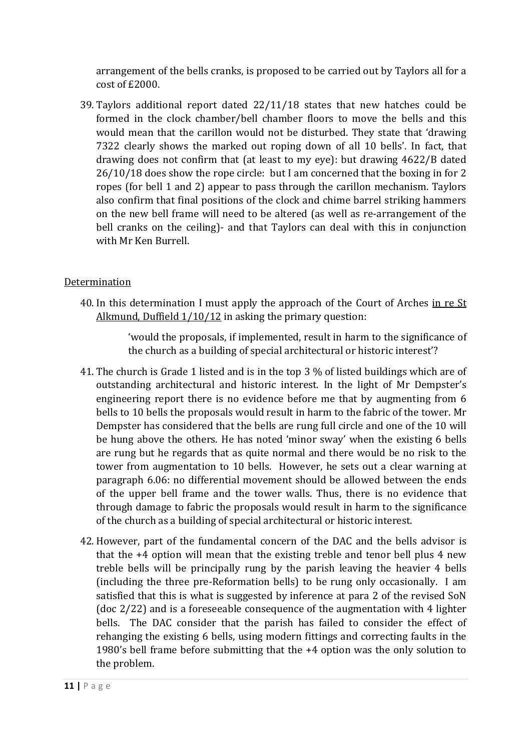arrangement of the bells cranks, is proposed to be carried out by Taylors all for a cost of £2000.

39. Taylors additional report dated 22/11/18 states that new hatches could be formed in the clock chamber/bell chamber floors to move the bells and this would mean that the carillon would not be disturbed. They state that 'drawing 7322 clearly shows the marked out roping down of all 10 bells'. In fact, that drawing does not confirm that (at least to my eye): but drawing 4622/B dated 26/10/18 does show the rope circle: but I am concerned that the boxing in for 2 ropes (for bell 1 and 2) appear to pass through the carillon mechanism. Taylors also confirm that final positions of the clock and chime barrel striking hammers on the new bell frame will need to be altered (as well as re-arrangement of the bell cranks on the ceiling)- and that Taylors can deal with this in conjunction with Mr Ken Burrell.

Determination

40. In this determination I must apply the approach of the Court of Arches in re St Alkmund, Duffield 1/10/12 in asking the primary question:

 'would the proposals, if implemented, result in harm to the significance of the church as a building of special architectural or historic interest'?

41. The church is Grade 1 listed and is in the top 3 % of listed buildings which are of outstanding architectural and historic interest. In the light of Mr Dempster's engineering report there is no evidence before me that by augmenting from 6 bells to 10 bells the proposals would result in harm to the fabric of the tower. Mr Dempster has considered that the bells are rung full circle and one of the 10 will be hung above the others. He has noted 'minor sway' when the existing 6 bells are rung but he regards that as quite normal and there would be no risk to the tower from augmentation to 10 bells. However, he sets out a clear warning at paragraph 6.06: no differential movement should be allowed between the ends of the upper bell frame and the tower walls. Thus, there is no evidence that through damage to fabric the proposals would result in harm to the significance of the church as a building of special architectural or historic interest.

42. However, part of the fundamental concern of the DAC and the bells advisor is that the +4 option will mean that the existing treble and tenor bell plus 4 new treble bells will be principally rung by the parish leaving the heavier 4 bells (including the three pre-Reformation bells) to be rung only occasionally. I am satisfied that this is what is suggested by inference at para 2 of the revised SoN (doc 2/22) and is a foreseeable consequence of the augmentation with 4 lighter bells. The DAC consider that the parish has failed to consider the effect of rehanging the existing 6 bells, using modern fittings and correcting faults in the 1980's bell frame before submitting that the +4 option was the only solution to the problem.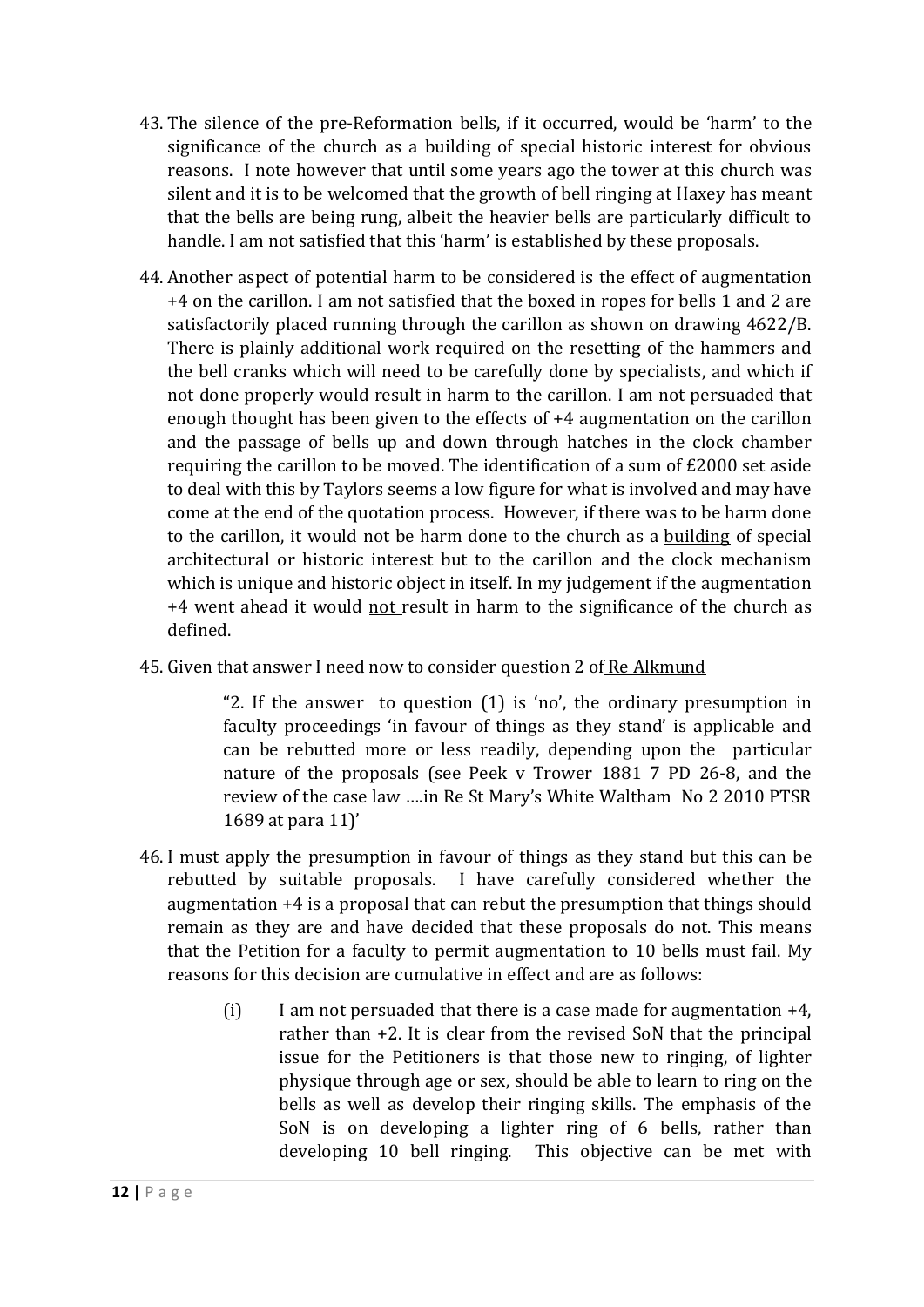43. The silence of the pre-Reformation bells, if it occurred, would be 'harm' to the significance of the church as a building of special historic interest for obvious reasons. I note however that until some years ago the tower at this church was silent and it is to be welcomed that the growth of bell ringing at Haxey has meant that the bells are being rung, albeit the heavier bells are particularly difficult to handle. I am not satisfied that this 'harm' is established by these proposals.

44. Another aspect of potential harm to be considered is the effect of augmentation +4 on the carillon. I am not satisfied that the boxed in ropes for bells 1 and 2 are satisfactorily placed running through the carillon as shown on drawing 4622/B. There is plainly additional work required on the resetting of the hammers and the bell cranks which will need to be carefully done by specialists, and which if not done properly would result in harm to the carillon. I am not persuaded that enough thought has been given to the effects of +4 augmentation on the carillon and the passage of bells up and down through hatches in the clock chamber requiring the carillon to be moved. The identification of a sum of £2000 set aside to deal with this by Taylors seems a low figure for what is involved and may have come at the end of the quotation process. However, if there was to be harm done to the carillon, it would not be harm done to the church as a <u>building</u> of special architectural or historic interest but to the carillon and the clock mechanism which is unique and historic object in itself. In my judgement if the augmentation +4 went ahead it would <u>not</u> result in harm to the significance of the church as defined.

45. Given that answer I need now to consider question 2 of <u>Re Alkmund</u>

> "2. If the answer to question (1) is 'no', the ordinary presumption in faculty proceedings 'in favour of things as they stand' is applicable and can be rebutted more or less readily, depending upon the particular nature of the proposals (see Peek v Trower 1881 7 PD 26-8, and the review of the case law ….in Re St Mary's White Waltham No 2 2010 PTSR 1689 at para 11)'

46. I must apply the presumption in favour of things as they stand but this can be rebutted by suitable proposals. I have carefully considered whether the augmentation +4 is a proposal that can rebut the presumption that things should remain as they are and have decided that these proposals do not. This means that the Petition for a faculty to permit augmentation to 10 bells must fail. My reasons for this decision are cumulative in effect and are as follows:

    (i) I am not persuaded that there is a case made for augmentation +4, rather than +2. It is clear from the revised SoN that the principal issue for the Petitioners is that those new to ringing, of lighter physique through age or sex, should be able to learn to ring on the bells as well as develop their ringing skills. The emphasis of the SoN is on developing a lighter ring of 6 bells, rather than developing 10 bell ringing. This objective can be met with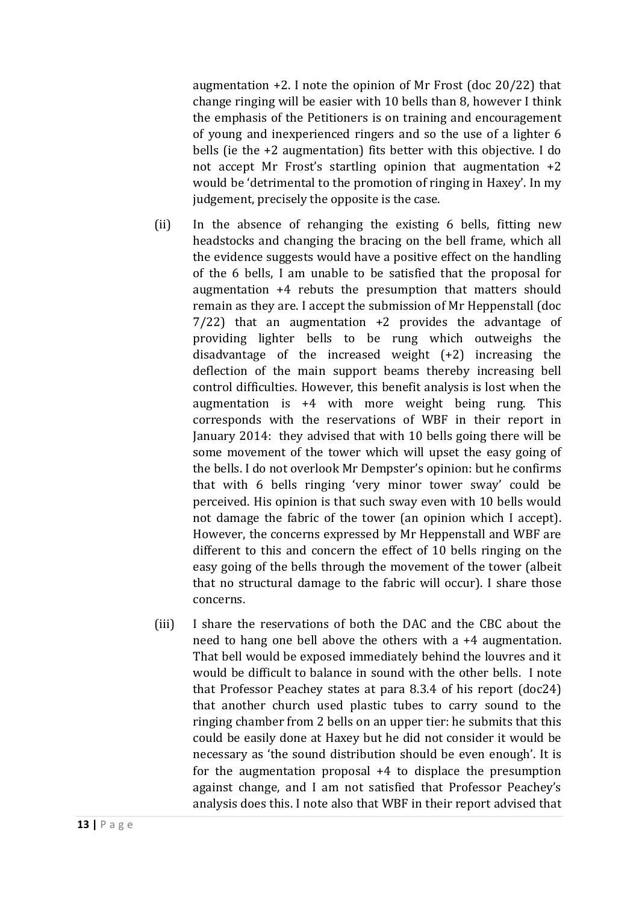augmentation +2. I note the opinion of Mr Frost (doc 20/22) that change ringing will be easier with 10 bells than 8, however I think the emphasis of the Petitioners is on training and encouragement of young and inexperienced ringers and so the use of a lighter 6 bells (ie the +2 augmentation) fits better with this objective. I do not accept Mr Frost's startling opinion that augmentation +2 would be 'detrimental to the promotion of ringing in Haxey'. In my judgement, precisely the opposite is the case.

(ii) In the absence of rehanging the existing 6 bells, fitting new headstocks and changing the bracing on the bell frame, which all the evidence suggests would have a positive effect on the handling of the 6 bells, I am unable to be satisfied that the proposal for augmentation +4 rebuts the presumption that matters should remain as they are. I accept the submission of Mr Heppenstall (doc 7/22) that an augmentation +2 provides the advantage of providing lighter bells to be rung which outweighs the disadvantage of the increased weight (+2) increasing the deflection of the main support beams thereby increasing bell control difficulties. However, this benefit analysis is lost when the augmentation is +4 with more weight being rung. This corresponds with the reservations of WBF in their report in January 2014: they advised that with 10 bells going there will be some movement of the tower which will upset the easy going of the bells. I do not overlook Mr Dempster's opinion: but he confirms that with 6 bells ringing 'very minor tower sway' could be perceived. His opinion is that such sway even with 10 bells would not damage the fabric of the tower (an opinion which I accept). However, the concerns expressed by Mr Heppenstall and WBF are different to this and concern the effect of 10 bells ringing on the easy going of the bells through the movement of the tower (albeit that no structural damage to the fabric will occur). I share those concerns.

(iii) I share the reservations of both the DAC and the CBC about the need to hang one bell above the others with a +4 augmentation. That bell would be exposed immediately behind the louvres and it would be difficult to balance in sound with the other bells. I note that Professor Peachey states at para 8.3.4 of his report (doc24) that another church used plastic tubes to carry sound to the ringing chamber from 2 bells on an upper tier: he submits that this could be easily done at Haxey but he did not consider it would be necessary as 'the sound distribution should be even enough'. It is for the augmentation proposal +4 to displace the presumption against change, and I am not satisfied that Professor Peachey's analysis does this. I note also that WBF in their report advised that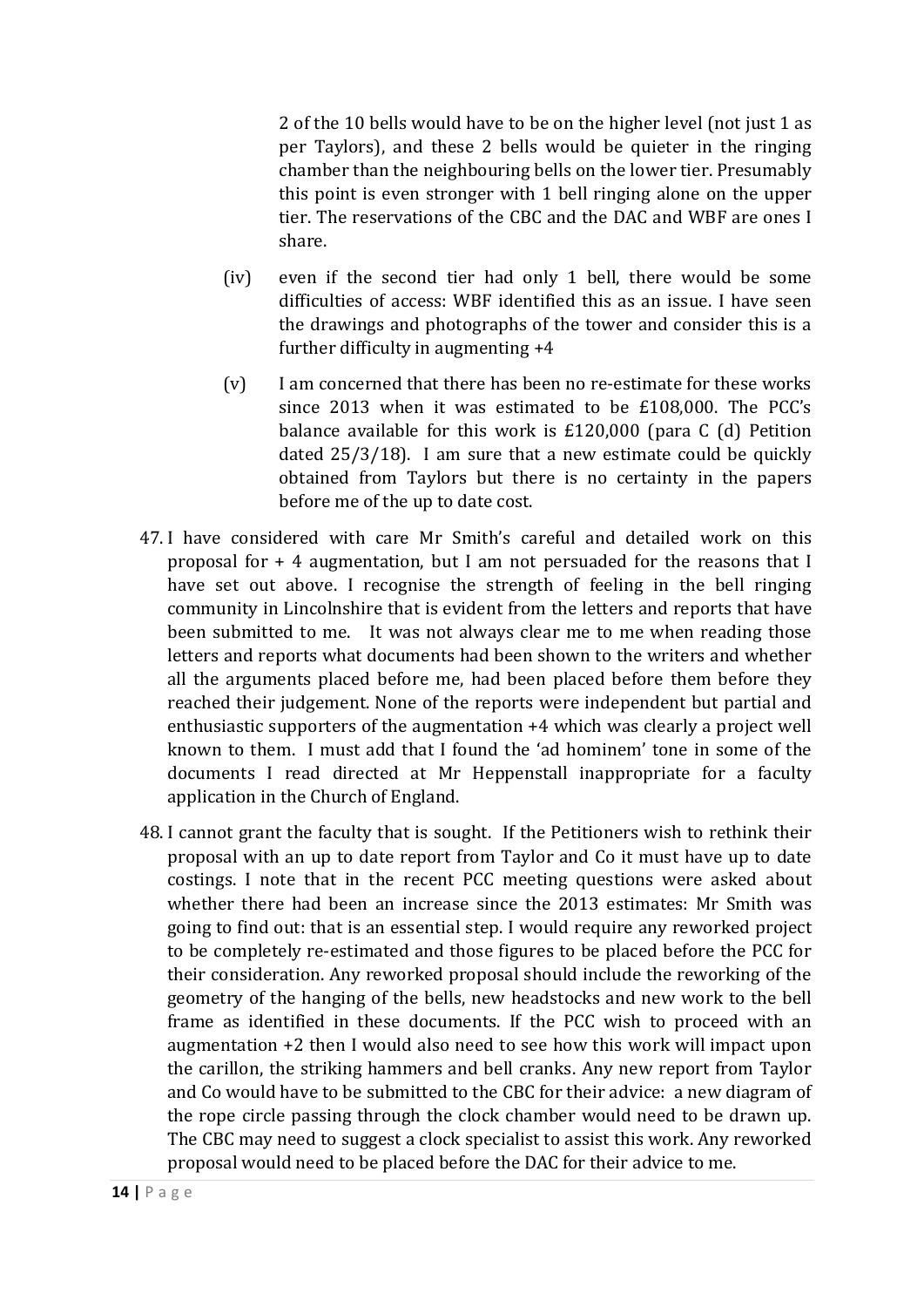2 of the 10 bells would have to be on the higher level (not just 1 as per Taylors), and these 2 bells would be quieter in the ringing chamber than the neighbouring bells on the lower tier. Presumably this point is even stronger with 1 bell ringing alone on the upper tier. The reservations of the CBC and the DAC and WBF are ones I share.

(iv) even if the second tier had only 1 bell, there would be some difficulties of access: WBF identified this as an issue. I have seen the drawings and photographs of the tower and consider this is a further difficulty in augmenting +4

(v) I am concerned that there has been no re-estimate for these works since 2013 when it was estimated to be £108,000. The PCC's balance available for this work is £120,000 (para C (d) Petition dated 25/3/18). I am sure that a new estimate could be quickly obtained from Taylors but there is no certainty in the papers before me of the up to date cost.

47. I have considered with care Mr Smith's careful and detailed work on this proposal for + 4 augmentation, but I am not persuaded for the reasons that I have set out above. I recognise the strength of feeling in the bell ringing community in Lincolnshire that is evident from the letters and reports that have been submitted to me. It was not always clear me to me when reading those letters and reports what documents had been shown to the writers and whether all the arguments placed before me, had been placed before them before they reached their judgement. None of the reports were independent but partial and enthusiastic supporters of the augmentation +4 which was clearly a project well known to them. I must add that I found the 'ad hominem' tone in some of the documents I read directed at Mr Heppenstall inappropriate for a faculty application in the Church of England.

48. I cannot grant the faculty that is sought. If the Petitioners wish to rethink their proposal with an up to date report from Taylor and Co it must have up to date costings. I note that in the recent PCC meeting questions were asked about whether there had been an increase since the 2013 estimates: Mr Smith was going to find out: that is an essential step. I would require any reworked project to be completely re-estimated and those figures to be placed before the PCC for their consideration. Any reworked proposal should include the reworking of the geometry of the hanging of the bells, new headstocks and new work to the bell frame as identified in these documents. If the PCC wish to proceed with an augmentation +2 then I would also need to see how this work will impact upon the carillon, the striking hammers and bell cranks. Any new report from Taylor and Co would have to be submitted to the CBC for their advice: a new diagram of the rope circle passing through the clock chamber would need to be drawn up. The CBC may need to suggest a clock specialist to assist this work. Any reworked proposal would need to be placed before the DAC for their advice to me.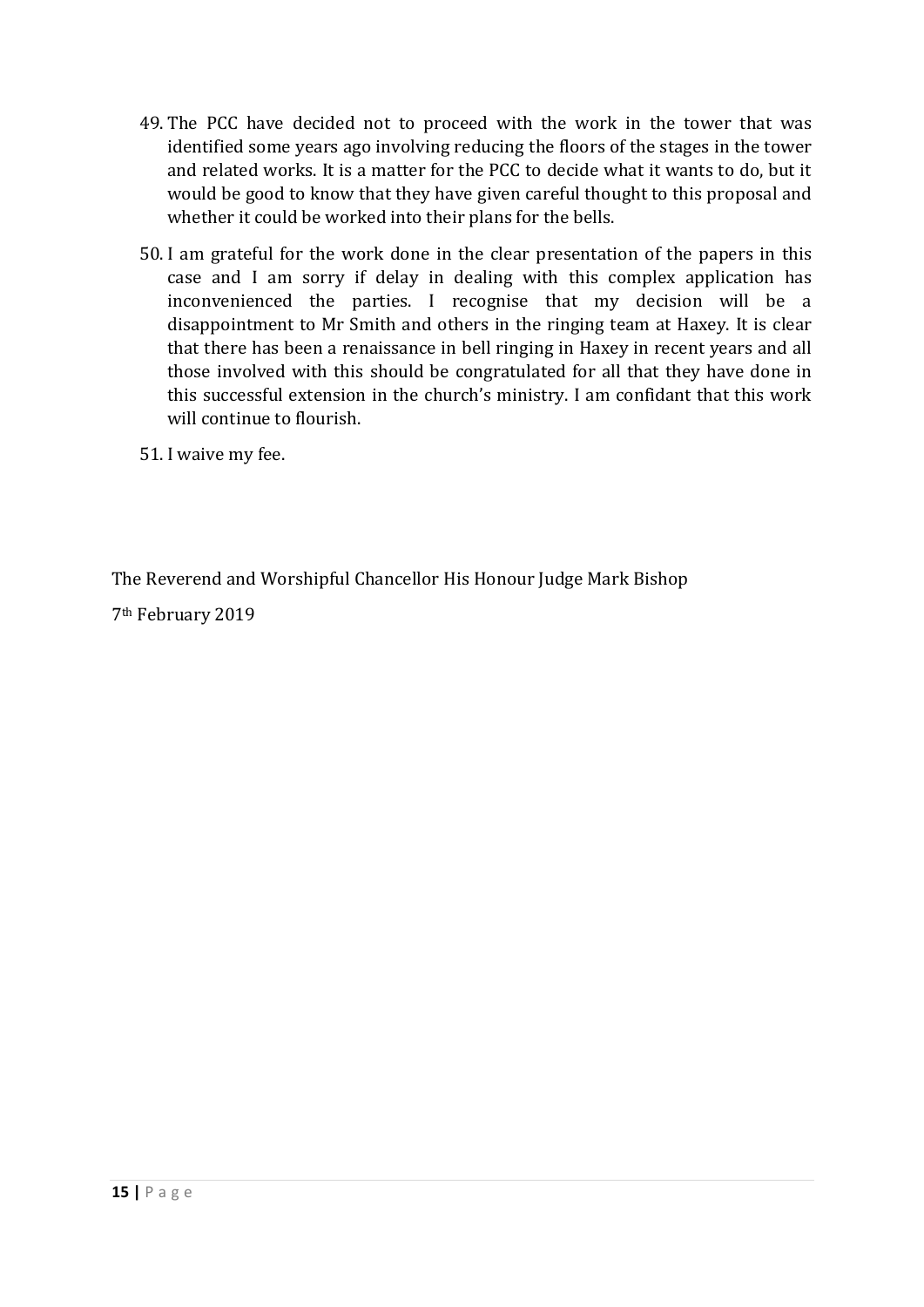49. The PCC have decided not to proceed with the work in the tower that was identified some years ago involving reducing the floors of the stages in the tower and related works. It is a matter for the PCC to decide what it wants to do, but it would be good to know that they have given careful thought to this proposal and whether it could be worked into their plans for the bells.

50. I am grateful for the work done in the clear presentation of the papers in this case and I am sorry if delay in dealing with this complex application has inconvenienced the parties. I recognise that my decision will be a disappointment to Mr Smith and others in the ringing team at Haxey. It is clear that there has been a renaissance in bell ringing in Haxey in recent years and all those involved with this should be congratulated for all that they have done in this successful extension in the church's ministry. I am confidant that this work will continue to flourish.

51. I waive my fee.

The Reverend and Worshipful Chancellor His Honour Judge Mark Bishop

7th February 2019